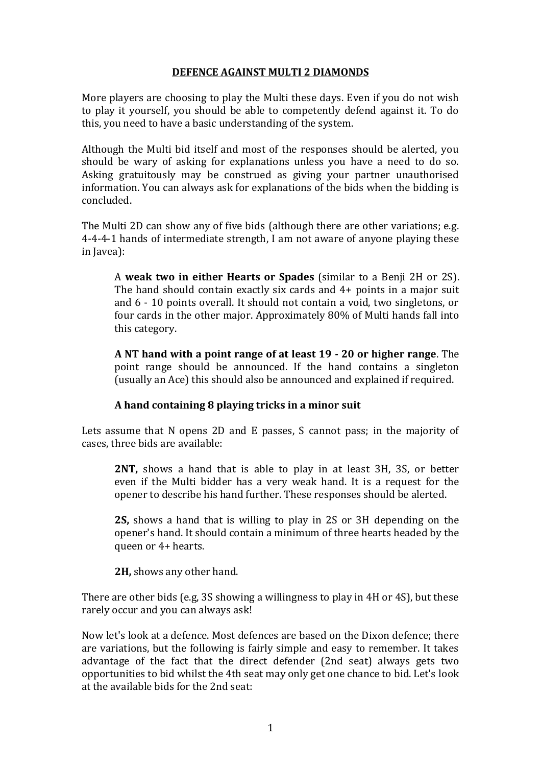# DEFENCE AGAINST MULTI 2 DIAMONDS

More players are choosing to play the Multi these days. Even if you do not wish to play it yourself, you should be able to competently defend against it. To do this, you need to have a basic understanding of the system.

Although the Multi bid itself and most of the responses should be alerted, you should be wary of asking for explanations unless you have a need to do so. Asking gratuitously may be construed as giving your partner unauthorised information. You can always ask for explanations of the bids when the bidding is concluded.

The Multi 2D can show any of five bids (although there are other variations; e.g. 4-4-4-1 hands of intermediate strength, I am not aware of anyone playing these in Javea):

> A **weak two in either Hearts or Spades** (similar to a Benji 2H or 2S). The hand should contain exactly six cards and 4+ points in a major suit and 6 - 10 points overall. It should not contain a void, two singletons, or four cards in the other major. Approximately 80% of Multi hands fall into this category.
>
> **A NT hand with a point range of at least 19 - 20 or higher range**. The point range should be announced. If the hand contains a singleton (usually an Ace) this should also be announced and explained if required.
>
> **A hand containing 8 playing tricks in a minor suit**

Lets assume that N opens 2D and E passes, S cannot pass; in the majority of cases, three bids are available:

> **2NT,** shows a hand that is able to play in at least 3H, 3S, or better even if the Multi bidder has a very weak hand. It is a request for the opener to describe his hand further. These responses should be alerted.
>
> **2S,** shows a hand that is willing to play in 2S or 3H depending on the opener's hand. It should contain a minimum of three hearts headed by the queen or 4+ hearts.
>
> **2H,** shows any other hand.

There are other bids (e.g, 3S showing a willingness to play in 4H or 4S), but these rarely occur and you can always ask!

Now let's look at a defence. Most defences are based on the Dixon defence; there are variations, but the following is fairly simple and easy to remember. It takes advantage of the fact that the direct defender (2nd seat) always gets two opportunities to bid whilst the 4th seat may only get one chance to bid. Let's look at the available bids for the 2nd seat: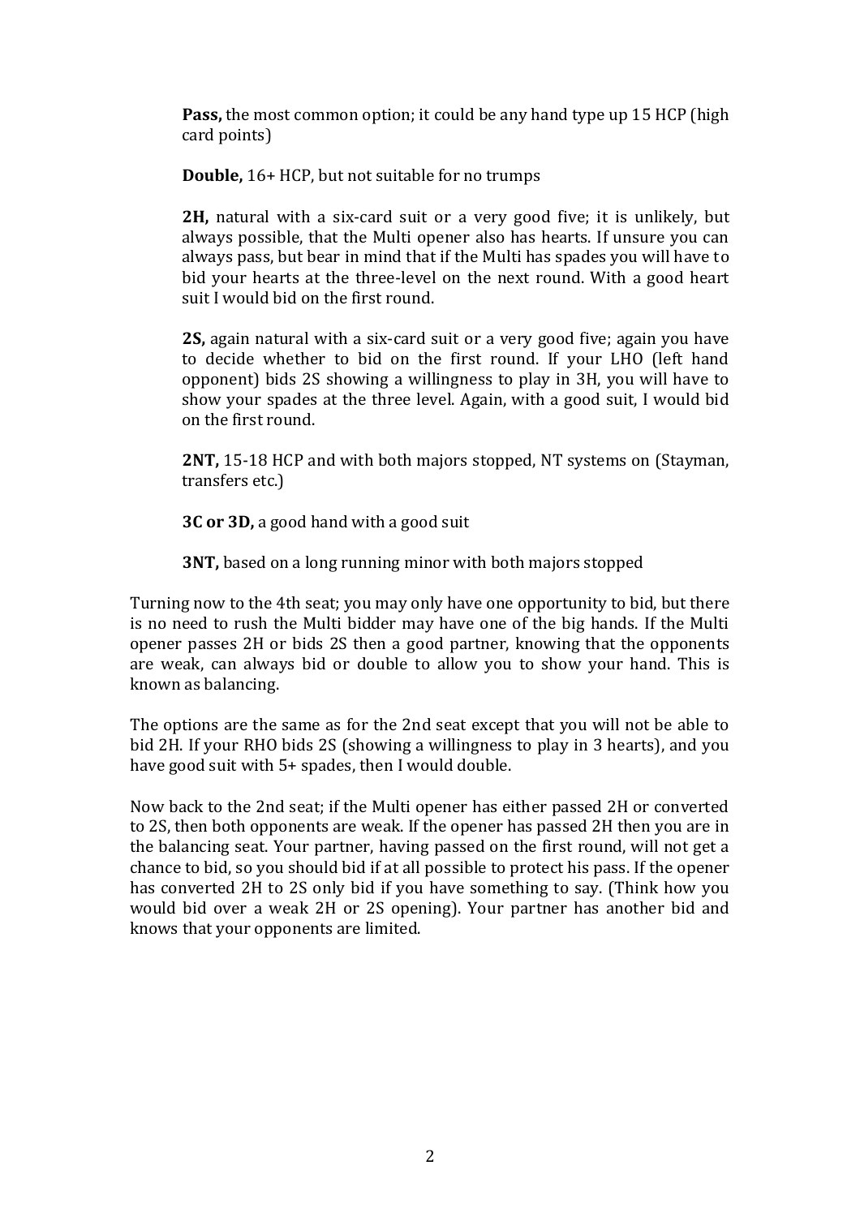**Pass,** the most common option; it could be any hand type up 15 HCP (high card points)

**Double,** 16+ HCP, but not suitable for no trumps

**2H,** natural with a six-card suit or a very good five; it is unlikely, but always possible, that the Multi opener also has hearts. If unsure you can always pass, but bear in mind that if the Multi has spades you will have to bid your hearts at the three-level on the next round. With a good heart suit I would bid on the first round.

**2S,** again natural with a six-card suit or a very good five; again you have to decide whether to bid on the first round. If your LHO (left hand opponent) bids 2S showing a willingness to play in 3H, you will have to show your spades at the three level. Again, with a good suit, I would bid on the first round.

**2NT,** 15-18 HCP and with both majors stopped, NT systems on (Stayman, transfers etc.)

**3C or 3D,** a good hand with a good suit

**3NT,** based on a long running minor with both majors stopped

Turning now to the 4th seat; you may only have one opportunity to bid, but there is no need to rush the Multi bidder may have one of the big hands. If the Multi opener passes 2H or bids 2S then a good partner, knowing that the opponents are weak, can always bid or double to allow you to show your hand. This is known as balancing.

The options are the same as for the 2nd seat except that you will not be able to bid 2H. If your RHO bids 2S (showing a willingness to play in 3 hearts), and you have good suit with 5+ spades, then I would double.

Now back to the 2nd seat; if the Multi opener has either passed 2H or converted to 2S, then both opponents are weak. If the opener has passed 2H then you are in the balancing seat. Your partner, having passed on the first round, will not get a chance to bid, so you should bid if at all possible to protect his pass. If the opener has converted 2H to 2S only bid if you have something to say. (Think how you would bid over a weak 2H or 2S opening). Your partner has another bid and knows that your opponents are limited.